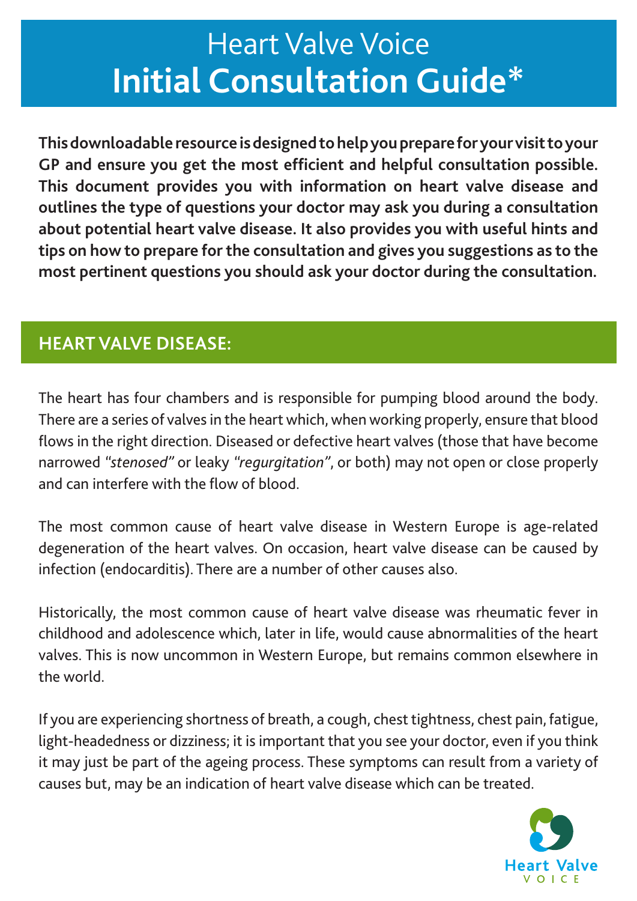# Heart Valve Voice
# **Initial Consultation Guide***

**This downloadable resource is designed to help you prepare for your visit to your GP and ensure you get the most efficient and helpful consultation possible. This document provides you with information on heart valve disease and outlines the type of questions your doctor may ask you during a consultation about potential heart valve disease. It also provides you with useful hints and tips on how to prepare for the consultation and gives you suggestions as to the most pertinent questions you should ask your doctor during the consultation.**

## HEART VALVE DISEASE:

The heart has four chambers and is responsible for pumping blood around the body. There are a series of valves in the heart which, when working properly, ensure that blood flows in the right direction. Diseased or defective heart valves (those that have become narrowed *"stenosed"* or leaky *"regurgitation"*, or both) may not open or close properly and can interfere with the flow of blood.

The most common cause of heart valve disease in Western Europe is age-related degeneration of the heart valves. On occasion, heart valve disease can be caused by infection (endocarditis). There are a number of other causes also.

Historically, the most common cause of heart valve disease was rheumatic fever in childhood and adolescence which, later in life, would cause abnormalities of the heart valves. This is now uncommon in Western Europe, but remains common elsewhere in the world.

If you are experiencing shortness of breath, a cough, chest tightness, chest pain, fatigue, light-headedness or dizziness; it is important that you see your doctor, even if you think it may just be part of the ageing process. These symptoms can result from a variety of causes but, may be an indication of heart valve disease which can be treated.

Heart Valve VOICE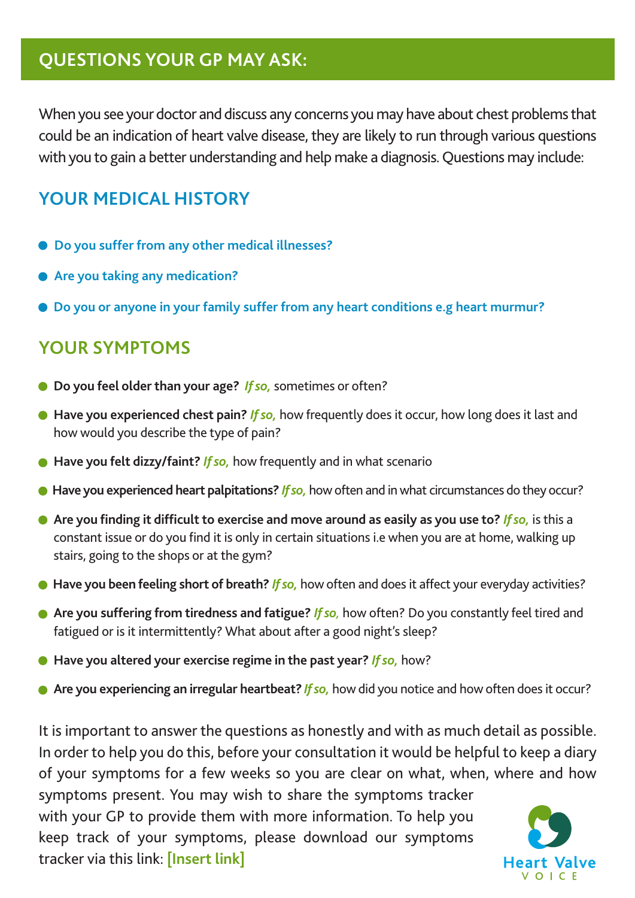## QUESTIONS YOUR GP MAY ASK:

When you see your doctor and discuss any concerns you may have about chest problems that could be an indication of heart valve disease, they are likely to run through various questions with you to gain a better understanding and help make a diagnosis. Questions may include:

### YOUR MEDICAL HISTORY

- **Do you suffer from any other medical illnesses?**
- **Are you taking any medication?**
- **Do you or anyone in your family suffer from any heart conditions e.g heart murmur?**

### YOUR SYMPTOMS

- **Do you feel older than your age?** ***If so,*** sometimes or often?
- **Have you experienced chest pain?** ***If so,*** how frequently does it occur, how long does it last and how would you describe the type of pain?
- **Have you felt dizzy/faint?** ***If so,*** how frequently and in what scenario
- **Have you experienced heart palpitations?** ***If so,*** how often and in what circumstances do they occur?
- **Are you finding it difficult to exercise and move around as easily as you use to?** ***If so,*** is this a constant issue or do you find it is only in certain situations i.e when you are at home, walking up stairs, going to the shops or at the gym?
- **Have you been feeling short of breath?** ***If so,*** how often and does it affect your everyday activities?
- **Are you suffering from tiredness and fatigue?** ***If so,*** how often? Do you constantly feel tired and fatigued or is it intermittently? What about after a good night's sleep?
- **Have you altered your exercise regime in the past year?** ***If so,*** how?
- **Are you experiencing an irregular heartbeat?** ***If so,*** how did you notice and how often does it occur?

It is important to answer the questions as honestly and with as much detail as possible. In order to help you do this, before your consultation it would be helpful to keep a diary of your symptoms for a few weeks so you are clear on what, when, where and how symptoms present. You may wish to share the symptoms tracker with your GP to provide them with more information. To help you keep track of your symptoms, please download our symptoms tracker via this link: **[Insert link]**

Heart Valve VOICE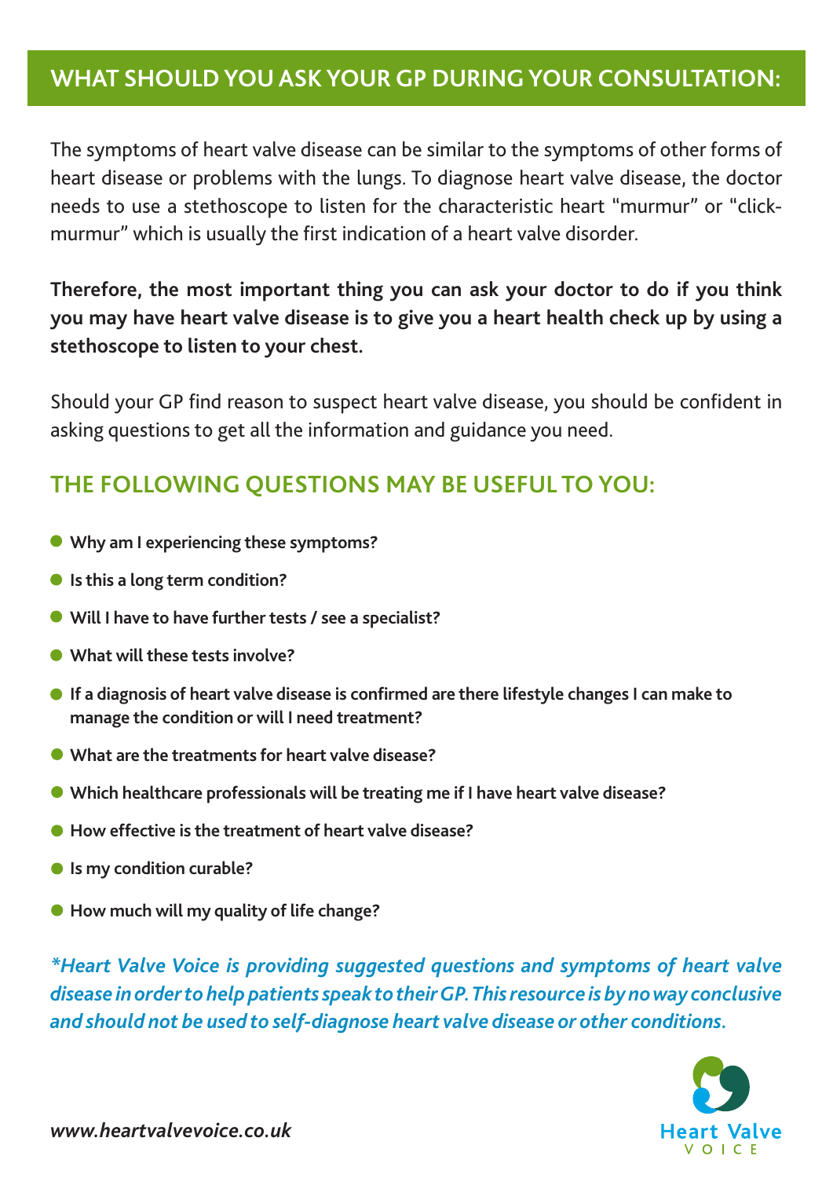## WHAT SHOULD YOU ASK YOUR GP DURING YOUR CONSULTATION:

The symptoms of heart valve disease can be similar to the symptoms of other forms of heart disease or problems with the lungs. To diagnose heart valve disease, the doctor needs to use a stethoscope to listen for the characteristic heart "murmur" or "click-murmur" which is usually the first indication of a heart valve disorder.

**Therefore, the most important thing you can ask your doctor to do if you think you may have heart valve disease is to give you a heart health check up by using a stethoscope to listen to your chest.**

Should your GP find reason to suspect heart valve disease, you should be confident in asking questions to get all the information and guidance you need.

### THE FOLLOWING QUESTIONS MAY BE USEFUL TO YOU:

- **Why am I experiencing these symptoms?**
- **Is this a long term condition?**
- **Will I have to have further tests / see a specialist?**
- **What will these tests involve?**
- **If a diagnosis of heart valve disease is confirmed are there lifestyle changes I can make to manage the condition or will I need treatment?**
- **What are the treatments for heart valve disease?**
- **Which healthcare professionals will be treating me if I have heart valve disease?**
- **How effective is the treatment of heart valve disease?**
- **Is my condition curable?**
- **How much will my quality of life change?**

***Heart Valve Voice is providing suggested questions and symptoms of heart valve disease in order to help patients speak to their GP. This resource is by no way conclusive and should not be used to self-diagnose heart valve disease or other conditions.***

*www.heartvalvevoice.co.uk*

Heart Valve VOICE